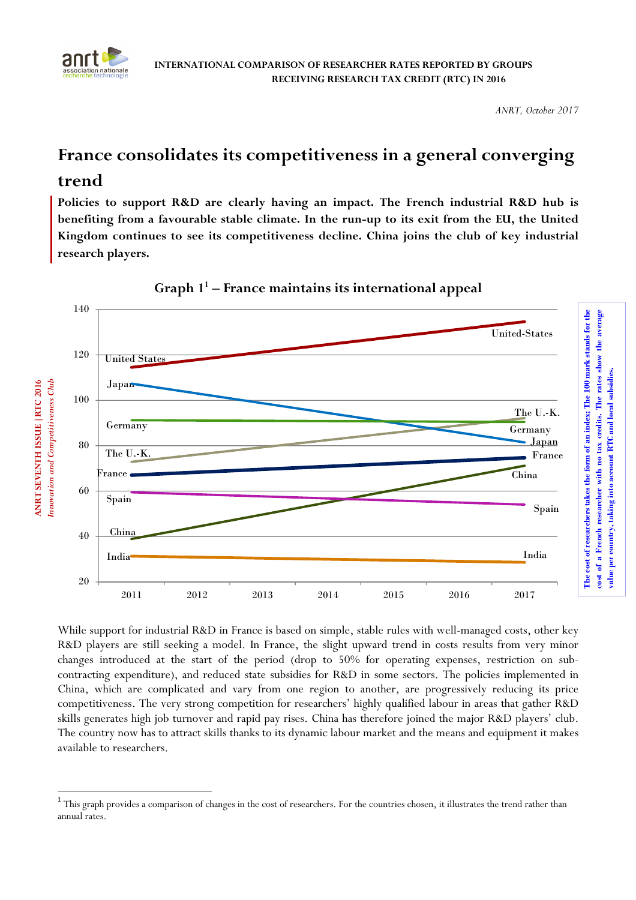INTERNATIONAL COMPARISON OF RESEARCHER RATES REPORTED BY GROUPS RECEIVING RESEARCH TAX CREDIT (RTC) IN 2016

*ANRT, October 2017*

# France consolidates its competitiveness in a general converging trend

**Policies to support R&D are clearly having an impact. The French industrial R&D hub is benefiting from a favourable stable climate. In the run-up to its exit from the EU, the United Kingdom continues to see its competitiveness decline. China joins the club of key industrial research players.**

## Graph 1[1] – France maintains its international appeal

The cost of researchers takes the form of an index; The 100 mark stands for the cost of a French researcher with no tax credits. The rates show the average value per country, taking into account RTC and local subsidies.

While support for industrial R&D in France is based on simple, stable rules with well-managed costs, other key R&D players are still seeking a model. In France, the slight upward trend in costs results from very minor changes introduced at the start of the period (drop to 50% for operating expenses, restriction on sub-contracting expenditure), and reduced state subsidies for R&D in some sectors. The policies implemented in China, which are complicated and vary from one region to another, are progressively reducing its price competitiveness. The very strong competition for researchers' highly qualified labour in areas that gather R&D skills generates high job turnover and rapid pay rises. China has therefore joined the major R&D players' club. The country now has to attract skills thanks to its dynamic labour market and the means and equipment it makes available to researchers.

[1] This graph provides a comparison of changes in the cost of researchers. For the countries chosen, it illustrates the trend rather than annual rates.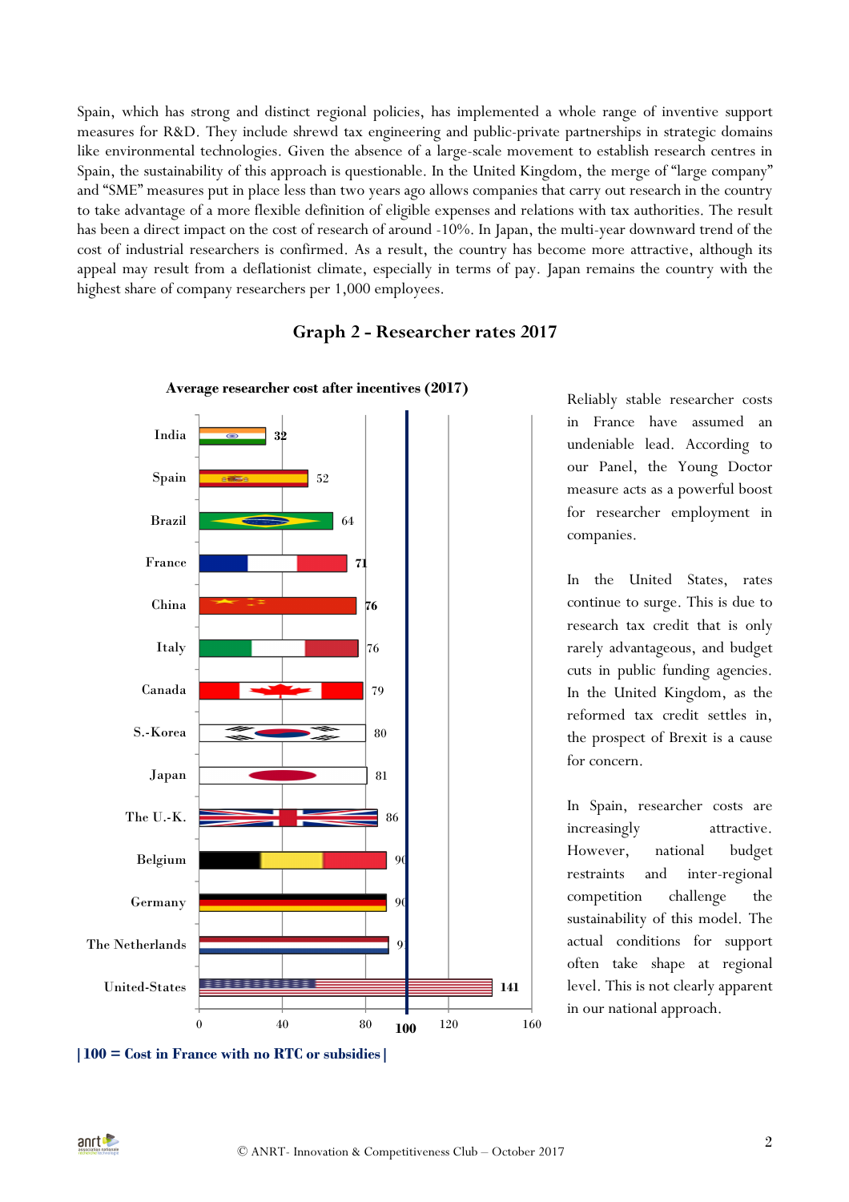Spain, which has strong and distinct regional policies, has implemented a whole range of inventive support measures for R&D. They include shrewd tax engineering and public-private partnerships in strategic domains like environmental technologies. Given the absence of a large-scale movement to establish research centres in Spain, the sustainability of this approach is questionable. In the United Kingdom, the merge of "large company" and "SME" measures put in place less than two years ago allows companies that carry out research in the country to take advantage of a more flexible definition of eligible expenses and relations with tax authorities. The result has been a direct impact on the cost of research of around -10%. In Japan, the multi-year downward trend of the cost of industrial researchers is confirmed. As a result, the country has become more attractive, although its appeal may result from a deflationist climate, especially in terms of pay. Japan remains the country with the highest share of company researchers per 1,000 employees.

## Graph 2 - Researcher rates 2017

**Average researcher cost after incentives (2017)**

| Country | Cost |
| --- | --- |
| India | 32 |
| Spain | 52 |
| Brazil | 64 |
| France | 71 |
| China | 76 |
| Italy | 76 |
| Canada | 79 |
| S.-Korea | 80 |
| Japan | 81 |
| The U.-K. | 86 |
| Belgium | 90 |
| Germany | 90 |
| The Netherlands | 91 |
| United-States | 141 |

**| 100 = Cost in France with no RTC or subsidies |**

Reliably stable researcher costs in France have assumed an undeniable lead. According to our Panel, the Young Doctor measure acts as a powerful boost for researcher employment in companies.

In the United States, rates continue to surge. This is due to research tax credit that is only rarely advantageous, and budget cuts in public funding agencies. In the United Kingdom, as the reformed tax credit settles in, the prospect of Brexit is a cause for concern.

In Spain, researcher costs are increasingly attractive. However, national budget restraints and inter-regional competition challenge the sustainability of this model. The actual conditions for support often take shape at regional level. This is not clearly apparent in our national approach.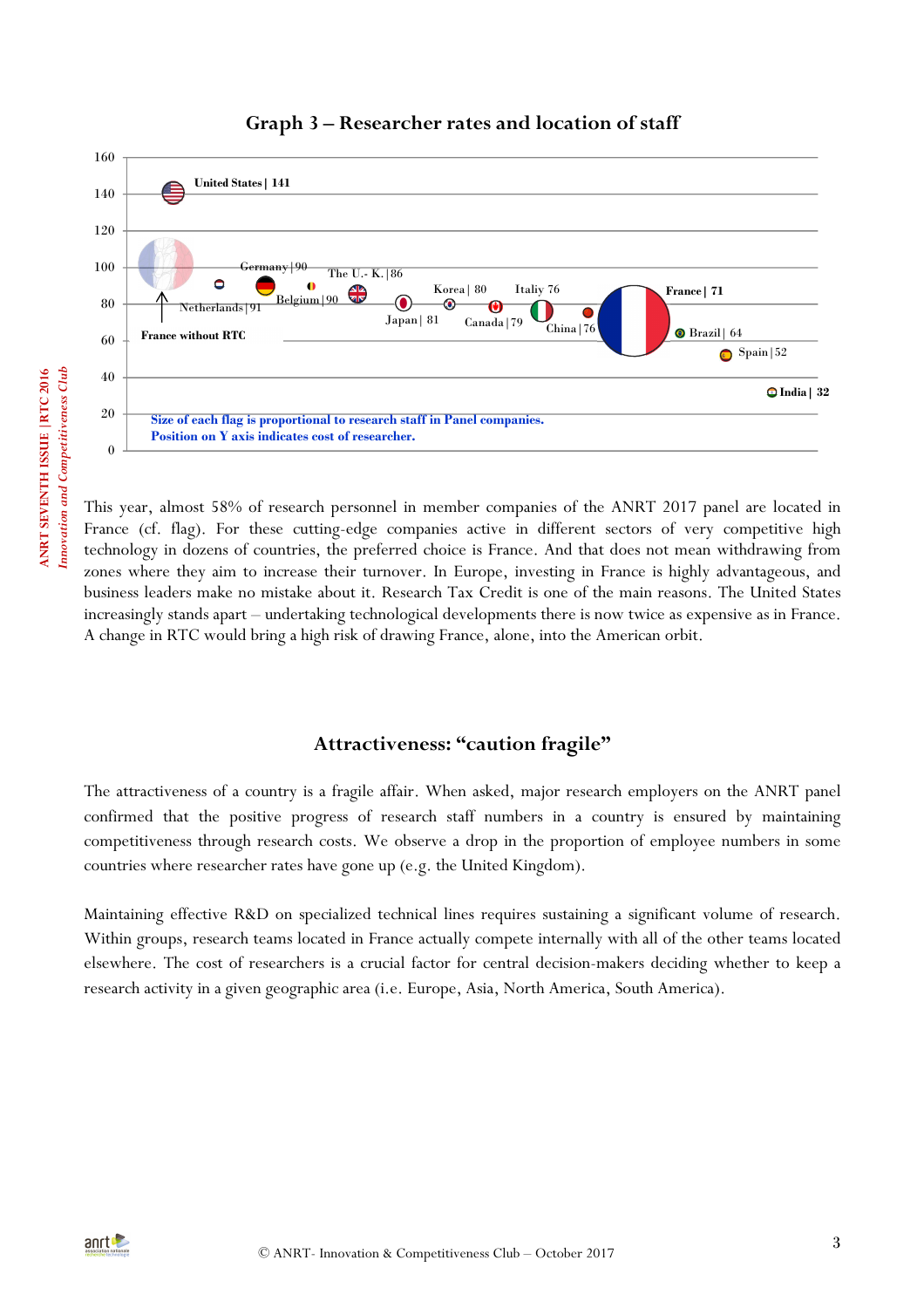## Graph 3 – Researcher rates and location of staff

United States | 141

Germany | 90

The U.- K. | 86

Netherlands | 91

Belgium | 90

Korea | 80

Italiy 76

France | 71

Japan | 81

Canada | 79

China | 76

Brazil | 64

France without RTC

Spain | 52

India | 32

Size of each flag is proportional to research staff in Panel companies.
Position on Y axis indicates cost of researcher.

This year, almost 58% of research personnel in member companies of the ANRT 2017 panel are located in France (cf. flag). For these cutting-edge companies active in different sectors of very competitive high technology in dozens of countries, the preferred choice is France. And that does not mean withdrawing from zones where they aim to increase their turnover. In Europe, investing in France is highly advantageous, and business leaders make no mistake about it. Research Tax Credit is one of the main reasons. The United States increasingly stands apart – undertaking technological developments there is now twice as expensive as in France. A change in RTC would bring a high risk of drawing France, alone, into the American orbit.

## Attractiveness: "caution fragile"

The attractiveness of a country is a fragile affair. When asked, major research employers on the ANRT panel confirmed that the positive progress of research staff numbers in a country is ensured by maintaining competitiveness through research costs. We observe a drop in the proportion of employee numbers in some countries where researcher rates have gone up (e.g. the United Kingdom).

Maintaining effective R&D on specialized technical lines requires sustaining a significant volume of research. Within groups, research teams located in France actually compete internally with all of the other teams located elsewhere. The cost of researchers is a crucial factor for central decision-makers deciding whether to keep a research activity in a given geographic area (i.e. Europe, Asia, North America, South America).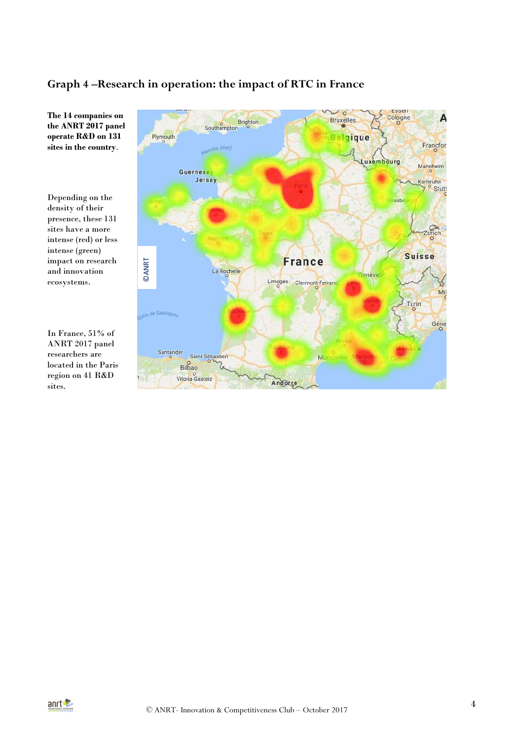## Graph 4 –Research in operation: the impact of RTC in France

**The 14 companies on the ANRT 2017 panel operate R&D on 131 sites in the country.**

Depending on the density of their presence, these 131 sites have a more intense (red) or less intense (green) impact on research and innovation ecosystems.

In France, 51% of ANRT 2017 panel researchers are located in the Paris region on 41 R&D sites.

© ANRT- Innovation & Competitiveness Club – October 2017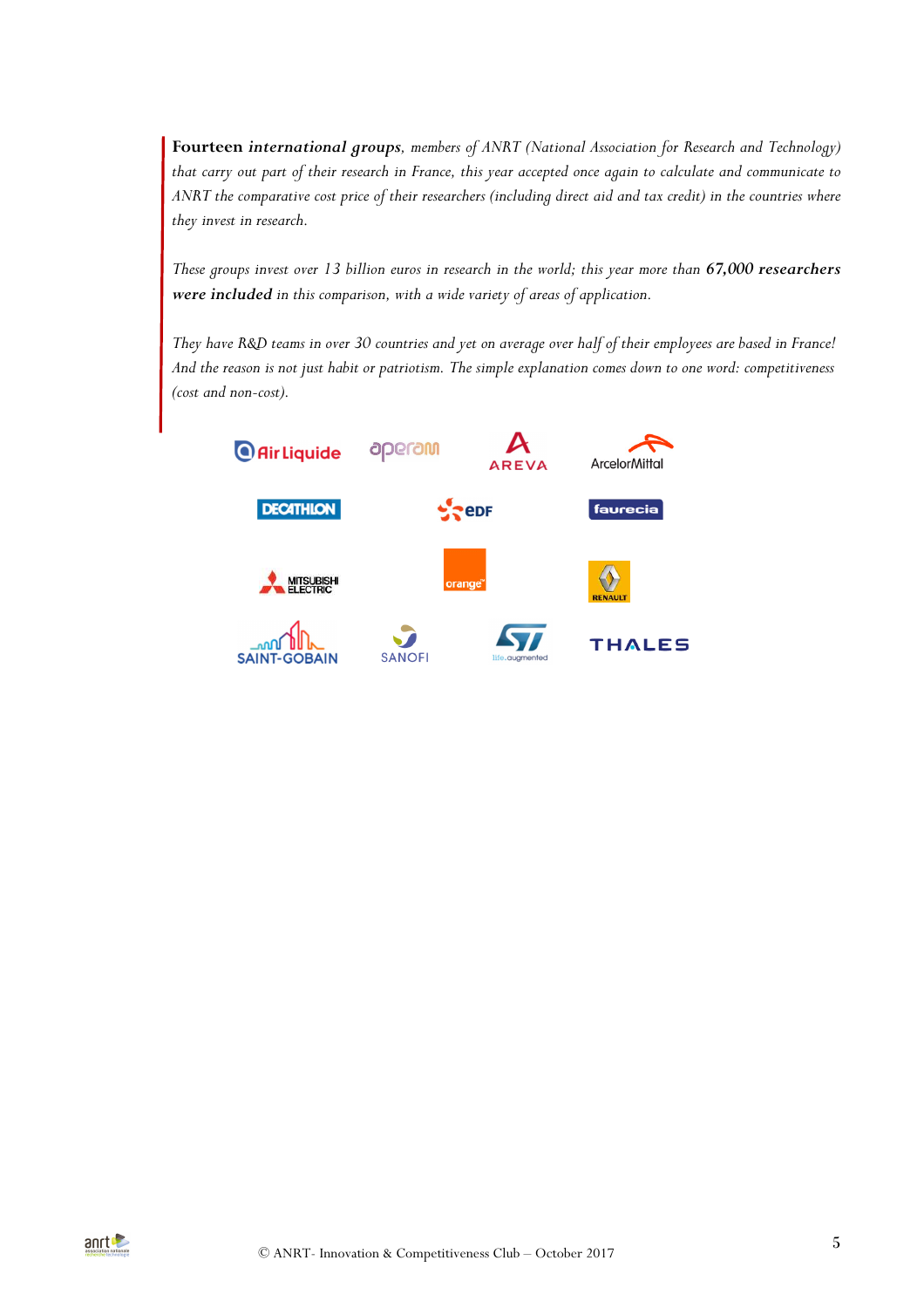**Fourteen *international groups***, *members of ANRT (National Association for Research and Technology) that carry out part of their research in France, this year accepted once again to calculate and communicate to ANRT the comparative cost price of their researchers (including direct aid and tax credit) in the countries where they invest in research.*

*These groups invest over 13 billion euros in research in the world; this year more than* ***67,000 researchers were included*** *in this comparison, with a wide variety of areas of application.*

*They have R&D teams in over 30 countries and yet on average over half of their employees are based in France! And the reason is not just habit or patriotism. The simple explanation comes down to one word: competitiveness (cost and non-cost).*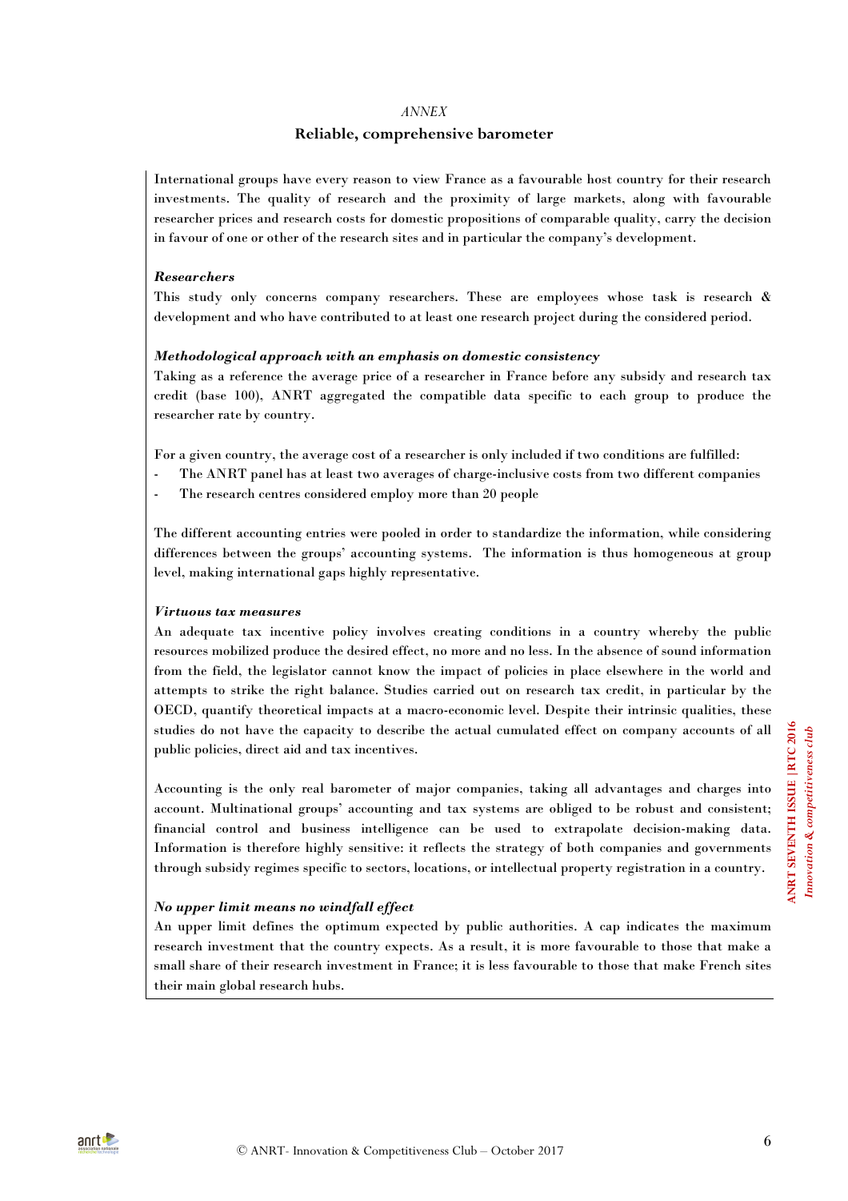*ANNEX*

## Reliable, comprehensive barometer

International groups have every reason to view France as a favourable host country for their research investments. The quality of research and the proximity of large markets, along with favourable researcher prices and research costs for domestic propositions of comparable quality, carry the decision in favour of one or other of the research sites and in particular the company's development.

***Researchers***

This study only concerns company researchers. These are employees whose task is research & development and who have contributed to at least one research project during the considered period.

***Methodological approach with an emphasis on domestic consistency***

Taking as a reference the average price of a researcher in France before any subsidy and research tax credit (base 100), ANRT aggregated the compatible data specific to each group to produce the researcher rate by country.

For a given country, the average cost of a researcher is only included if two conditions are fulfilled:

- The ANRT panel has at least two averages of charge-inclusive costs from two different companies
- The research centres considered employ more than 20 people

The different accounting entries were pooled in order to standardize the information, while considering differences between the groups' accounting systems. The information is thus homogeneous at group level, making international gaps highly representative.

***Virtuous tax measures***

An adequate tax incentive policy involves creating conditions in a country whereby the public resources mobilized produce the desired effect, no more and no less. In the absence of sound information from the field, the legislator cannot know the impact of policies in place elsewhere in the world and attempts to strike the right balance. Studies carried out on research tax credit, in particular by the OECD, quantify theoretical impacts at a macro-economic level. Despite their intrinsic qualities, these studies do not have the capacity to describe the actual cumulated effect on company accounts of all public policies, direct aid and tax incentives.

Accounting is the only real barometer of major companies, taking all advantages and charges into account. Multinational groups' accounting and tax systems are obliged to be robust and consistent; financial control and business intelligence can be used to extrapolate decision-making data. Information is therefore highly sensitive: it reflects the strategy of both companies and governments through subsidy regimes specific to sectors, locations, or intellectual property registration in a country.

***No upper limit means no windfall effect***

An upper limit defines the optimum expected by public authorities. A cap indicates the maximum research investment that the country expects. As a result, it is more favourable to those that make a small share of their research investment in France; it is less favourable to those that make French sites their main global research hubs.